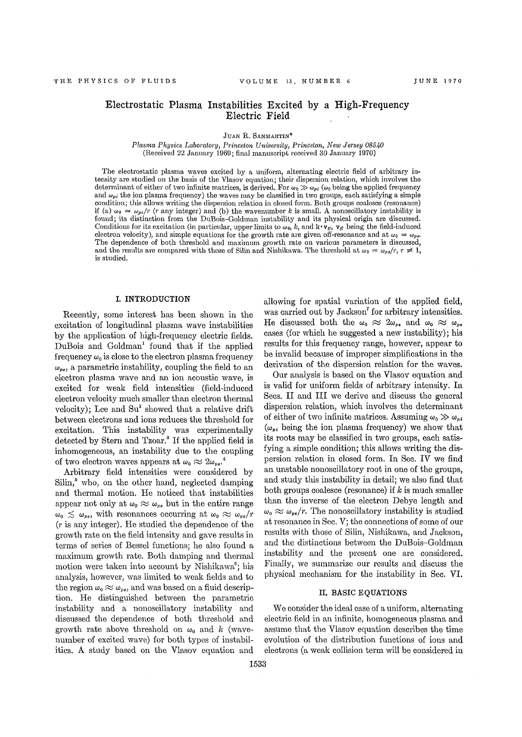# Electrostatic Plasma Instabilities Excited by a High-Frequency Electric Field

JUAN R. SANMARTIN*

*Plasma Physics Laboratory, Princeton University, Princeton, New Jersey 08540*
(Received 22 January 1969; final manuscript received 30 January 1970)

The electrostatic plasma waves excited by a uniform, alternating electric field of arbitrary intensity are studied on the basis of the Vlasov equation; their dispersion relation, which involves the determinant of either of two infinite matrices, is derived. For $\omega_0 \gg \omega_{pi}$ ($\omega_0$ being the applied frequency and $\omega_{pi}$ the ion plasma frequency) the waves may be classified in two groups, each satisfying a simple condition; this allows writing the dispersion relation in closed form. Both groups coalesce (resonance) if (a) $\omega_0 \approx \omega_{pe}/r$ ($r$ any integer) and (b) the wavenumber $k$ is small. A nonoscillatory instability is found; its distinction from the DuBois–Goldman instability and its physical origin are discussed. Conditions for its excitation (in particular, upper limits to $\omega_0$, $k$, and $\mathbf{k}\cdot\mathbf{v}_E$, $\mathbf{v}_E$ being the field-induced electron velocity), and simple equations for the growth rate are given off-resonance and at $\omega_0 \approx \omega_{pe}$. The dependence of both threshold and maximum growth rate on various parameters is discussed, and the results are compared with those of Silin and Nishikawa. The threshold at $\omega_0 \approx \omega_{pe}/r$, $r \neq 1$, is studied.

## I. INTRODUCTION

Recently, some interest has been shown in the excitation of longitudinal plasma wave instabilities by the application of high-frequency electric fields. DuBois and Goldman[1] found that if the applied frequency $\omega_0$ is close to the electron plasma frequency $\omega_{pe}$, a parametric instability, coupling the field to an electron plasma wave and an ion acoustic wave, is excited for weak field intensities (field-induced electron velocity much smaller than electron thermal velocity); Lee and Su[2] showed that a relative drift between electrons and ions reduces the threshold for excitation. This instability was experimentally detected by Stern and Tzoar.[3] If the applied field is inhomogeneous, an instability due to the coupling of two electron waves appears at $\omega_0 \approx 2\omega_{pe}$.[4]

Arbitrary field intensities were considered by Silin,[5] who, on the other hand, neglected damping and thermal motion. He noticed that instabilities appear not only at $\omega_0 \approx \omega_{pe}$ but in the entire range $\omega_0 \lesssim \omega_{pe}$, with resonances occurring at $\omega_0 \approx \omega_{pe}/r$ ($r$ is any integer). He studied the dependence of the growth rate on the field intensity and gave results in terms of series of Bessel functions; he also found a maximum growth rate. Both damping and thermal motion were taken into account by Nishikawa[6]; his analysis, however, was limited to weak fields and to the region $\omega_0 \approx \omega_{pe}$, and was based on a fluid description. He distinguished between the parametric instability and a nonoscillatory instability and discussed the dependence of both threshold and growth rate above threshold on $\omega_0$ and $k$ (wavenumber of excited wave) for both types of instabilities. A study based on the Vlasov equation and allowing for spatial variation of the applied field, was carried out by Jackson[7] for arbitrary intensities. He discussed both the $\omega_0 \approx 2\omega_{pe}$ and $\omega_0 \approx \omega_{pe}$ cases (for which he suggested a new instability); his results for this frequency range, however, appear to be invalid because of improper simplifications in the derivation of the dispersion relation for the waves.

Our analysis is based on the Vlasov equation and is valid for uniform fields of arbitrary intensity. In Secs. II and III we derive and discuss the general dispersion relation, which involves the determinant of either of two infinite matrices. Assuming $\omega_0 \gg \omega_{pi}$ ($\omega_{pi}$ being the ion plasma frequency) we show that its roots may be classified in two groups, each satisfying a simple condition; this allows writing the dispersion relation in closed form. In Sec. IV we find an unstable nonoscillatory root in one of the groups, and study this instability in detail; we also find that both groups coalesce (resonance) if $k$ is much smaller than the inverse of the electron Debye length and $\omega_0 \approx \omega_{pe}/r$. The nonoscillatory instability is studied at resonance in Sec. V; the connections of some of our results with those of Silin, Nishikawa, and Jackson, and the distinctions between the DuBois–Goldman instability and the present one are considered. Finally, we summarize our results and discuss the physical mechanism for the instability in Sec. VI.

## II. BASIC EQUATIONS

We consider the ideal case of a uniform, alternating electric field in an infinite, homogeneous plasma and assume that the Vlasov equation describes the time evolution of the distribution functions of ions and electrons (a weak collision term will be considered in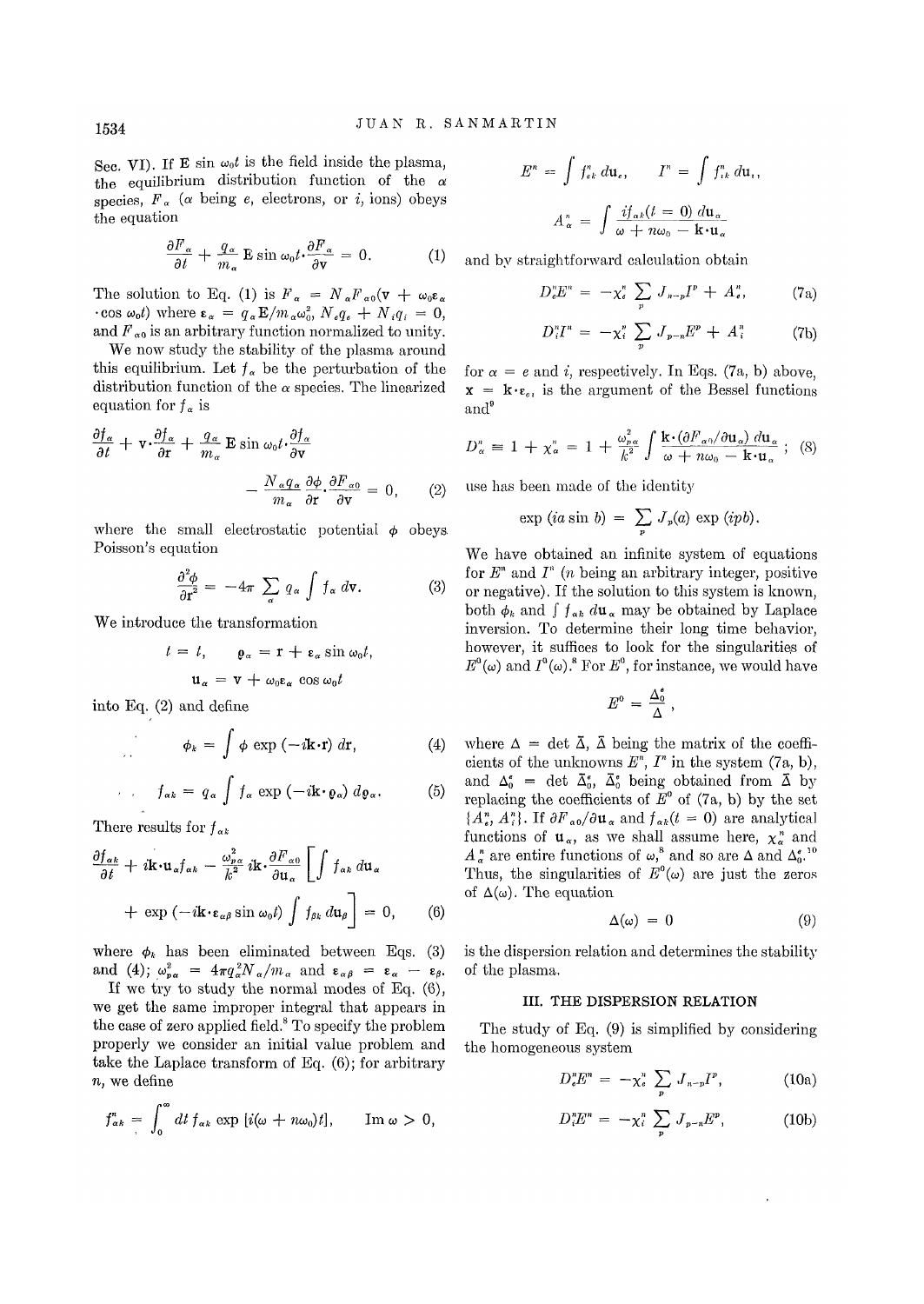Sec. VI). If $\mathbf{E} \sin \omega_0 t$ is the field inside the plasma, the equilibrium distribution function of the $\alpha$ species, $F_\alpha$ ($\alpha$ being $e$, electrons, or $i$, ions) obeys the equation

$$\frac{\partial F_\alpha}{\partial t} + \frac{q_\alpha}{m_\alpha} \mathbf{E} \sin \omega_0 t \cdot \frac{\partial F_\alpha}{\partial \mathbf{v}} = 0. \tag{1}$$

The solution to Eq. (1) is $F_\alpha = N_\alpha F_{\alpha 0}(\mathbf{v} + \omega_0 \boldsymbol{\varepsilon}_\alpha \cdot \cos \omega_0 t)$ where $\boldsymbol{\varepsilon}_\alpha = q_\alpha \mathbf{E}/m_\alpha \omega_0^2$, $N_e q_e + N_i q_i = 0$, and $F_{\alpha 0}$ is an arbitrary function normalized to unity.

We now study the stability of the plasma around this equilibrium. Let $f_\alpha$ be the perturbation of the distribution function of the $\alpha$ species. The linearized equation for $f_\alpha$ is

$$\frac{\partial f_\alpha}{\partial t} + \mathbf{v} \cdot \frac{\partial f_\alpha}{\partial \mathbf{r}} + \frac{q_\alpha}{m_\alpha} \mathbf{E} \sin \omega_0 t \cdot \frac{\partial f_\alpha}{\partial \mathbf{v}} - \frac{N_\alpha q_\alpha}{m_\alpha} \frac{\partial \phi}{\partial \mathbf{r}} \cdot \frac{\partial F_{\alpha 0}}{\partial \mathbf{v}} = 0, \tag{2}$$

where the small electrostatic potential $\phi$ obeys Poisson's equation

$$\frac{\partial^2 \phi}{\partial \mathbf{r}^2} = -4\pi \sum_\alpha q_\alpha \int f_\alpha \, d\mathbf{v}. \tag{3}$$

We introduce the transformation

$$t = t, \qquad \boldsymbol{\varrho}_\alpha = \mathbf{r} + \boldsymbol{\varepsilon}_\alpha \sin \omega_0 t,$$

$$\mathbf{u}_\alpha = \mathbf{v} + \omega_0 \boldsymbol{\varepsilon}_\alpha \cos \omega_0 t$$

into Eq. (2) and define

$$\phi_k = \int \phi \exp(-i\mathbf{k} \cdot \mathbf{r}) \, d\mathbf{r}, \tag{4}$$

$$f_{\alpha k} = q_\alpha \int f_\alpha \exp(-i\mathbf{k} \cdot \boldsymbol{\varrho}_\alpha) \, d\boldsymbol{\varrho}_\alpha. \tag{5}$$

There results for $f_{\alpha k}$

$$\frac{\partial f_{\alpha k}}{\partial t} + i\mathbf{k} \cdot \mathbf{u}_\alpha f_{\alpha k} - \frac{\omega_{p\alpha}^2}{k^2} i\mathbf{k} \cdot \frac{\partial F_{\alpha 0}}{\partial \mathbf{u}_\alpha} \left[ \int f_{\alpha k} \, d\mathbf{u}_\alpha + \exp(-i\mathbf{k} \cdot \boldsymbol{\varepsilon}_{\alpha\beta} \sin \omega_0 t) \int f_{\beta k} \, d\mathbf{u}_\beta \right] = 0, \tag{6}$$

where $\phi_k$ has been eliminated between Eqs. (3) and (4); $\omega_{p\alpha}^2 = 4\pi q_\alpha^2 N_\alpha / m_\alpha$ and $\boldsymbol{\varepsilon}_{\alpha\beta} = \boldsymbol{\varepsilon}_\alpha - \boldsymbol{\varepsilon}_\beta$.

If we try to study the normal modes of Eq. (6), we get the same improper integral that appears in the case of zero applied field.[8] To specify the problem properly we consider an initial value problem and take the Laplace transform of Eq. (6); for arbitrary $n$, we define

$$f_{\alpha k}^n = \int_0^\infty dt \, f_{\alpha k} \exp[i(\omega + n\omega_0)t], \qquad \operatorname{Im} \omega > 0,$$

$$E^n = \int f_{ek}^n \, d\mathbf{u}_e, \qquad I^n = \int f_{ik}^n \, d\mathbf{u}_i,$$

$$A_\alpha^n = \int \frac{i f_{\alpha k}(t = 0) \, d\mathbf{u}_\alpha}{\omega + n\omega_0 - \mathbf{k} \cdot \mathbf{u}_\alpha}$$

and by straightforward calculation obtain

$$D_e^n E^n = -\chi_e^n \sum_p J_{n-p} I^p + A_e^n, \tag{7a}$$

$$D_i^n I^n = -\chi_i^n \sum_p J_{p-n} E^p + A_i^n \tag{7b}$$

for $\alpha = e$ and $i$, respectively. In Eqs. (7a, b) above, $x = \mathbf{k} \cdot \boldsymbol{\varepsilon}_{ei}$ is the argument of the Bessel functions and[9]

$$D_\alpha^n \equiv 1 + \chi_\alpha^n = 1 + \frac{\omega_{p\alpha}^2}{k^2} \int \frac{\mathbf{k} \cdot (\partial F_{\alpha 0}/\partial \mathbf{u}_\alpha) \, d\mathbf{u}_\alpha}{\omega + n\omega_0 - \mathbf{k} \cdot \mathbf{u}_\alpha}; \tag{8}$$

use has been made of the identity

$$\exp(ia \sin b) = \sum_p J_p(a) \exp(ipb).$$

We have obtained an infinite system of equations for $E^n$ and $I^n$ ($n$ being an arbitrary integer, positive or negative). If the solution to this system is known, both $\phi_k$ and $\int f_{\alpha k} \, d\mathbf{u}_\alpha$ may be obtained by Laplace inversion. To determine their long time behavior, however, it suffices to look for the singularities of $E^0(\omega)$ and $I^0(\omega)$.[8] For $E^0$, for instance, we would have

$$E^0 = \frac{\Delta_0^e}{\Delta},$$

where $\Delta = \det \bar{\Delta}$, $\bar{\Delta}$ being the matrix of the coefficients of the unknowns $E^n$, $I^n$ in the system (7a, b), and $\Delta_0^e = \det \bar{\Delta}_0^e$, $\bar{\Delta}_0^e$ being obtained from $\bar{\Delta}$ by replacing the coefficients of $E^0$ of (7a, b) by the set $\{A_e^n, A_i^n\}$. If $\partial F_{\alpha 0}/\partial \mathbf{u}_\alpha$ and $f_{\alpha k}(t = 0)$ are analytical functions of $\mathbf{u}_\alpha$, as we shall assume here, $\chi_\alpha^n$ and $A_\alpha^n$ are entire functions of $\omega$,[8] and so are $\Delta$ and $\Delta_0^e$.[10] Thus, the singularities of $E^0(\omega)$ are just the zeros of $\Delta(\omega)$. The equation

$$\Delta(\omega) = 0 \tag{9}$$

is the dispersion relation and determines the stability of the plasma.

## III. THE DISPERSION RELATION

The study of Eq. (9) is simplified by considering the homogeneous system

$$D_e^n E^n = -\chi_e^n \sum_p J_{n-p} I^p, \tag{10a}$$

$$D_i^n E^n = -\chi_i^n \sum_p J_{p-n} E^p, \tag{10b}$$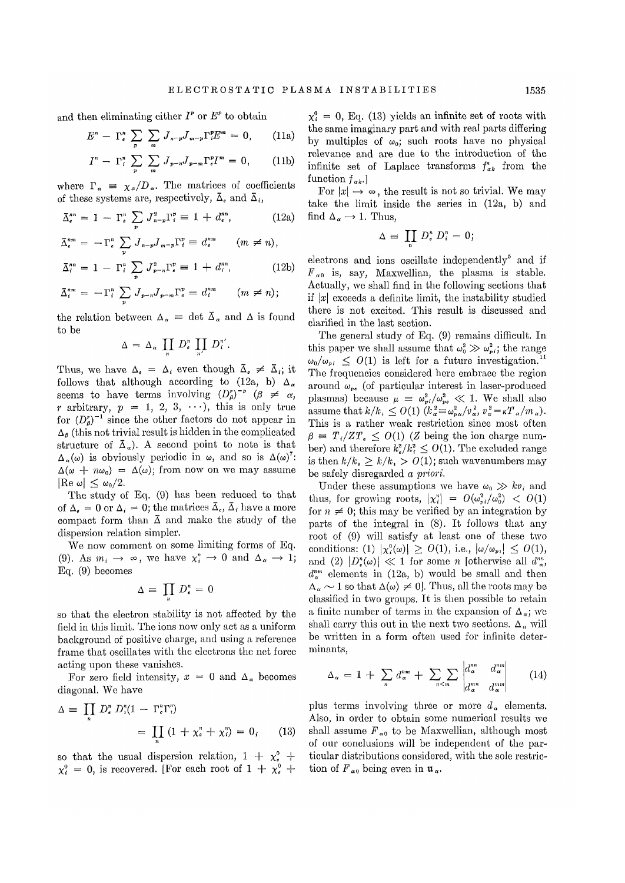and then eliminating either $I^p$ or $E^p$ to obtain

$$E^n - \Gamma_e^n \sum_p \sum_m J_{n-p} J_{m-p} \Gamma_i^p E^m = 0, \tag{11a}$$

$$I^n - \Gamma_i^n \sum_p \sum_m J_{p-n} J_{p-m} \Gamma_e^p I^m = 0, \tag{11b}$$

where $\Gamma_\alpha \equiv \chi_\alpha / D_\alpha$. The matrices of coefficients of these systems are, respectively, $\bar{\Delta}_e$ and $\bar{\Delta}_i$,

$$\bar{\Delta}_e^{nn} = 1 - \Gamma_e^n \sum_p J_{n-p}^2 \Gamma_i^p \equiv 1 + d_e^{nn}, \tag{12a}$$

$$\bar{\Delta}_e^{nm} = -\Gamma_e^n \sum_p J_{n-p} J_{m-p} \Gamma_i^p \equiv d_e^{nm} \qquad (m \neq n),$$

$$\bar{\Delta}_i^{nn} = 1 - \Gamma_i^n \sum_p J_{p-n}^2 \Gamma_e^p \equiv 1 + d_i^{nn}, \tag{12b}$$

$$\bar{\Delta}_i^{nm} = -\Gamma_i^n \sum_p J_{p-n} J_{p-m} \Gamma_e^p \equiv d_i^{nm} \qquad (m \neq n);$$

the relation between $\Delta_\alpha \equiv \det \bar{\Delta}_\alpha$ and $\Delta$ is found to be

$$\Delta = \Delta_\alpha \prod_n D_e^n \prod_{n'} D_i^{n'}.$$

Thus, we have $\Delta_e = \Delta_i$ even though $\bar{\Delta}_e \neq \bar{\Delta}_i$; it follows that although according to (12a, b) $\Delta_\alpha$ seems to have terms involving $(D_\beta^r)^{-p}$ ($\beta \neq \alpha$, $r$ arbitrary, $p = 1, 2, 3, \cdots$), this is only true for $(D_\beta^r)^{-1}$ since the other factors do not appear in $\Delta_\beta$ (this not trivial result is hidden in the complicated structure of $\bar{\Delta}_\alpha$). A second point to note is that $\Delta_\alpha(\omega)$ is obviously periodic in $\omega$, and so is $\Delta(\omega)$[7]: $\Delta(\omega + n\omega_0) = \Delta(\omega)$; from now on we may assume $|\text{Re } \omega| \leq \omega_0/2$.

The study of Eq. (9) has been reduced to that of $\Delta_e = 0$ or $\Delta_i = 0$; the matrices $\bar{\Delta}_e$, $\bar{\Delta}_i$ have a more compact form than $\bar{\Delta}$ and make the study of the dispersion relation simpler.

We now comment on some limiting forms of Eq. (9). As $m_i \to \infty$, we have $\chi_i^n \to 0$ and $\Delta_\alpha \to 1$; Eq. (9) becomes

$$\Delta \equiv \prod_n D_e^n = 0$$

so that the electron stability is not affected by the field in this limit. The ions now only act as a uniform background of positive charge, and using a reference frame that oscillates with the electrons the net force acting upon these vanishes.

For zero field intensity, $x = 0$ and $\Delta_\alpha$ becomes diagonal. We have

$$\Delta \equiv \prod_n D_e^n D_i^n (1 - \Gamma_e^n \Gamma_i^n)$$
$$= \prod_n (1 + \chi_e^n + \chi_i^n) = 0, \tag{13}$$

so that the usual dispersion relation, $1 + \chi_e^0 + \chi_i^0 = 0$, is recovered. [For each root of $1 + \chi_e^0 + \chi_i^0 = 0$, Eq. (13) yields an infinite set of roots with the same imaginary part and with real parts differing by multiples of $\omega_0$; such roots have no physical relevance and are due to the introduction of the infinite set of Laplace transforms $f_{\alpha k}^n$ from the function $f_{\alpha k}$.]

For $|x| \to \infty$, the result is not so trivial. We may take the limit inside the series in (12a, b) and find $\Delta_\alpha \to 1$. Thus,

$$\Delta \equiv \prod_n D_e^n D_i^n = 0;$$

electrons and ions oscillate independently[5] and if $F_{\alpha 0}$ is, say, Maxwellian, the plasma is stable. Actually, we shall find in the following sections that if $|x|$ exceeds a definite limit, the instability studied there is not excited. This result is discussed and clarified in the last section.

The general study of Eq. (9) remains difficult. In this paper we shall assume that $\omega_0^2 \gg \omega_{pi}^2$; the range $\omega_0/\omega_{pi} \leq O(1)$ is left for a future investigation.[11] The frequencies considered here embrace the region around $\omega_{pe}$ (of particular interest in laser-produced plasmas) because $\mu \equiv \omega_{pi}^2/\omega_{pe}^2 \ll 1$. We shall also assume that $k/k_i \leq O(1)$ ($k_\alpha^2 \equiv \omega_{p\alpha}^2/v_\alpha^2$, $v_\alpha^2 = \kappa T_\alpha/m_\alpha$). This is a rather weak restriction since most often $\beta \equiv T_i/ZT_e \leq O(1)$ ($Z$ being the ion charge number) and therefore $k_e^2/k_i^2 \leq O(1)$. The excluded range is then $k/k_e \geq k/k_i > O(1)$; such wavenumbers may be safely disregarded *a priori*.

Under these assumptions we have $\omega_0 \gg kv_i$ and thus, for growing roots, $|\chi_i^n| = O(\omega_{pi}^2/\omega_0^2) < O(1)$ for $n \neq 0$; this may be verified by an integration by parts of the integral in (8). It follows that any root of (9) will satisfy at least one of these two conditions: (1) $|\chi_i^0(\omega)| \geq O(1)$, i.e., $|\omega/\omega_{pi}| \leq O(1)$, and (2) $|D_e^n(\omega)| \ll 1$ for some $n$ [otherwise all $d_\alpha^{nn}$, $d_\alpha^{nm}$ elements in (12a, b) would be small and then $\Delta_\alpha \sim 1$ so that $\Delta(\omega) \neq 0$]. Thus, all the roots may be classified in two groups. It is then possible to retain a finite number of terms in the expansion of $\Delta_\alpha$; we shall carry this out in the next two sections. $\Delta_\alpha$ will be written in a form often used for infinite determinants,

$$\Delta_\alpha = 1 + \sum_n d_\alpha^{nn} + \sum_{n<m} \sum \begin{vmatrix} d_\alpha^{nn} & d_\alpha^{nm} \\ d_\alpha^{mn} & d_\alpha^{mm} \end{vmatrix} \tag{14}$$

plus terms involving three or more $d_\alpha$ elements. Also, in order to obtain some numerical results we shall assume $F_{\alpha 0}$ to be Maxwellian, although most of our conclusions will be independent of the particular distributions considered, with the sole restriction of $F_{\alpha 0}$ being even in $\mathbf{u}_\alpha$.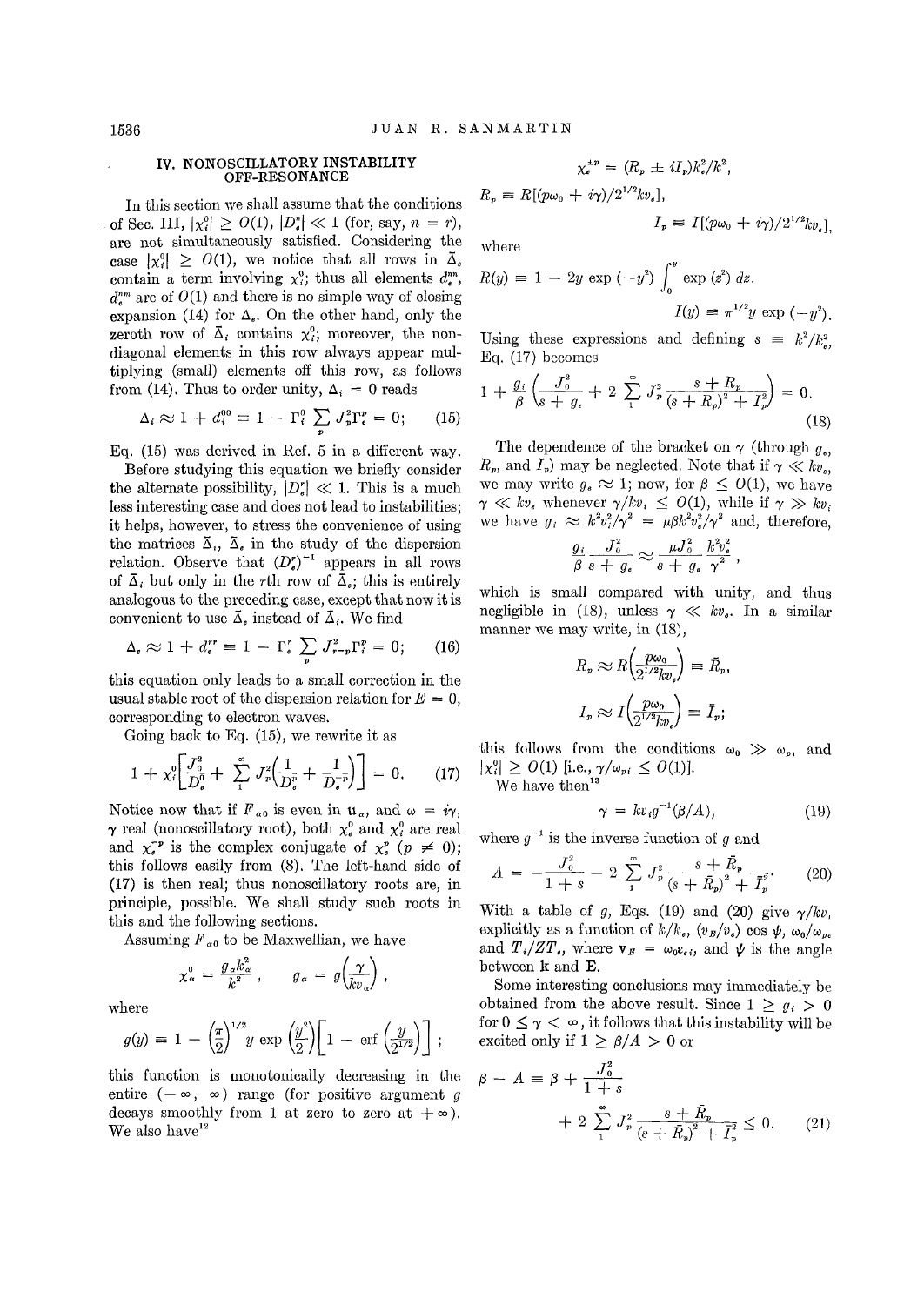## IV. NONOSCILLATORY INSTABILITY OFF-RESONANCE

In this section we shall assume that the conditions of Sec. III, $|\chi_i^0| \geq O(1)$, $|D_e^n| \ll 1$ (for, say, $n = r$), are not simultaneously satisfied. Considering the case $|\chi_i^0| \geq O(1)$, we notice that all rows in $\bar{\Delta}_e$ contain a term involving $\chi_i^0$; thus all elements $d_e^{nn}$, $d_e^{nm}$ are of $O(1)$ and there is no simple way of closing expansion (14) for $\Delta_e$. On the other hand, only the zeroth row of $\bar{\Delta}_i$ contains $\chi_i^0$; moreover, the nondiagonal elements in this row always appear multiplying (small) elements off this row, as follows from (14). Thus to order unity, $\Delta_i = 0$ reads

$$\Delta_i \approx 1 + d_i^{00} \equiv 1 - \Gamma_i^0 \sum_p J_p^2 \Gamma_e^p = 0; \tag{15}$$

Eq. (15) was derived in Ref. 5 in a different way.

Before studying this equation we briefly consider the alternate possibility, $|D_e^r| \ll 1$. This is a much less interesting case and does not lead to instabilities; it helps, however, to stress the convenience of using the matrices $\bar{\Delta}_i$, $\bar{\Delta}_e$ in the study of the dispersion relation. Observe that $(D_e^r)^{-1}$ appears in all rows of $\bar{\Delta}_i$ but only in the $r$th row of $\bar{\Delta}_e$; this is entirely analogous to the preceding case, except that now it is convenient to use $\bar{\Delta}_e$ instead of $\bar{\Delta}_i$. We find

$$\Delta_e \approx 1 + d_e^{rr} \equiv 1 - \Gamma_e^r \sum_p J_{r-p}^2 \Gamma_i^p = 0; \tag{16}$$

this equation only leads to a small correction in the usual stable root of the dispersion relation for $E = 0$, corresponding to electron waves.

Going back to Eq. (15), we rewrite it as

$$1 + \chi_i^0 \left[ \frac{J_0^2}{D_e^0} + \sum_1^\infty J_p^2 \left( \frac{1}{D_e^p} + \frac{1}{D_e^{-p}} \right) \right] = 0. \tag{17}$$

Notice now that if $F_{\alpha 0}$ is even in $\mathbf{u}_\alpha$, and $\omega = i\gamma$, $\gamma$ real (nonoscillatory root), both $\chi_e^0$ and $\chi_i^0$ are real and $\chi_e^{-p}$ is the complex conjugate of $\chi_e^p$ ($p \neq 0$); this follows easily from (8). The left-hand side of (17) is then real; thus nonoscillatory roots are, in principle, possible. We shall study such roots in this and the following sections.

Assuming $F_{\alpha 0}$ to be Maxwellian, we have

$$\chi_\alpha^0 = \frac{g_\alpha k_\alpha^2}{k^2}, \qquad g_\alpha = g\left(\frac{\gamma}{kv_\alpha}\right),$$

where

$$g(y) \equiv 1 - \left(\frac{\pi}{2}\right)^{1/2} y \exp\left(\frac{y^2}{2}\right)\left[1 - \text{erf}\left(\frac{y}{2^{1/2}}\right)\right];$$

this function is monotonically decreasing in the entire $(-\infty, \infty)$ range (for positive argument $g$ decays smoothly from 1 at zero to zero at $+\infty$). We also have[12]

$$\chi_e^{\pm p} = (R_p \pm iI_p) k_e^2/k^2,$$

$$R_p \equiv R[(p\omega_0 + i\gamma)/2^{1/2}kv_e],$$

$$I_p \equiv I[(p\omega_0 + i\gamma)/2^{1/2}kv_e],$$

where

$$R(y) \equiv 1 - 2y \exp(-y^2) \int_0^y \exp(z^2)\, dz,$$

$$I(y) \equiv \pi^{1/2} y \exp(-y^2).$$

Using these expressions and defining $s \equiv k^2/k_e^2$, Eq. (17) becomes

$$1 + \frac{g_i}{\beta}\left(\frac{J_0^2}{s + g_e} + 2\sum_1^\infty J_p^2 \frac{s + R_p}{(s + R_p)^2 + I_p^2}\right) = 0. \tag{18}$$

The dependence of the bracket on $\gamma$ (through $g_e$, $R_p$, and $I_p$) may be neglected. Note that if $\gamma \ll kv_e$, we may write $g_e \approx 1$; now, for $\beta \leq O(1)$, we have $\gamma \ll kv_e$ whenever $\gamma/kv_i \leq O(1)$, while if $\gamma \gg kv_i$ we have $g_i \approx k^2 v_i^2/\gamma^2 = \mu\beta k^2 v_e^2/\gamma^2$ and, therefore,

$$\frac{g_i}{\beta}\frac{J_0^2}{s + g_e} \approx \frac{\mu J_0^2}{s + g_e}\frac{k^2 v_e^2}{\gamma^2},$$

which is small compared with unity, and thus negligible in (18), unless $\gamma \ll kv_e$. In a similar manner we may write, in (18),

$$R_p \approx R\left(\frac{p\omega_0}{2^{1/2}kv_e}\right) \equiv \bar{R}_p,$$

$$I_p \approx I\left(\frac{p\omega_0}{2^{1/2}kv_e}\right) \equiv \bar{I}_p;$$

this follows from the conditions $\omega_0 \gg \omega_p$, and $|\chi_i^0| \geq O(1)$ [i.e., $\gamma/\omega_{pi} \leq O(1)$].

We have then[13]

$$\gamma = kv_i g^{-1}(\beta/A), \tag{19}$$

where $g^{-1}$ is the inverse function of $g$ and

$$A = -\frac{J_0^2}{1 + s} - 2\sum_1^\infty J_p^2 \frac{s + \bar{R}_p}{(s + \bar{R}_p)^2 + \bar{I}_p^2}. \tag{20}$$

With a table of $g$, Eqs. (19) and (20) give $\gamma/kv_i$ explicitly as a function of $k/k_e$, $(v_E/v_e)\cos\psi$, $\omega_0/\omega_{pe}$ and $T_i/ZT_e$, where $\mathbf{v}_E = \omega_0 \mathbf{r}_{ei}$, and $\psi$ is the angle between $\mathbf{k}$ and $\mathbf{E}$.

Some interesting conclusions may immediately be obtained from the above result. Since $1 \geq g_i > 0$ for $0 \leq \gamma < \infty$, it follows that this instability will be excited only if $1 \geq \beta/A > 0$ or

$$\beta - A \equiv \beta + \frac{J_0^2}{1 + s} + 2\sum_1^\infty J_p^2 \frac{s + \bar{R}_p}{(s + \bar{R}_p)^2 + \bar{I}_p^2} \leq 0. \tag{21}$$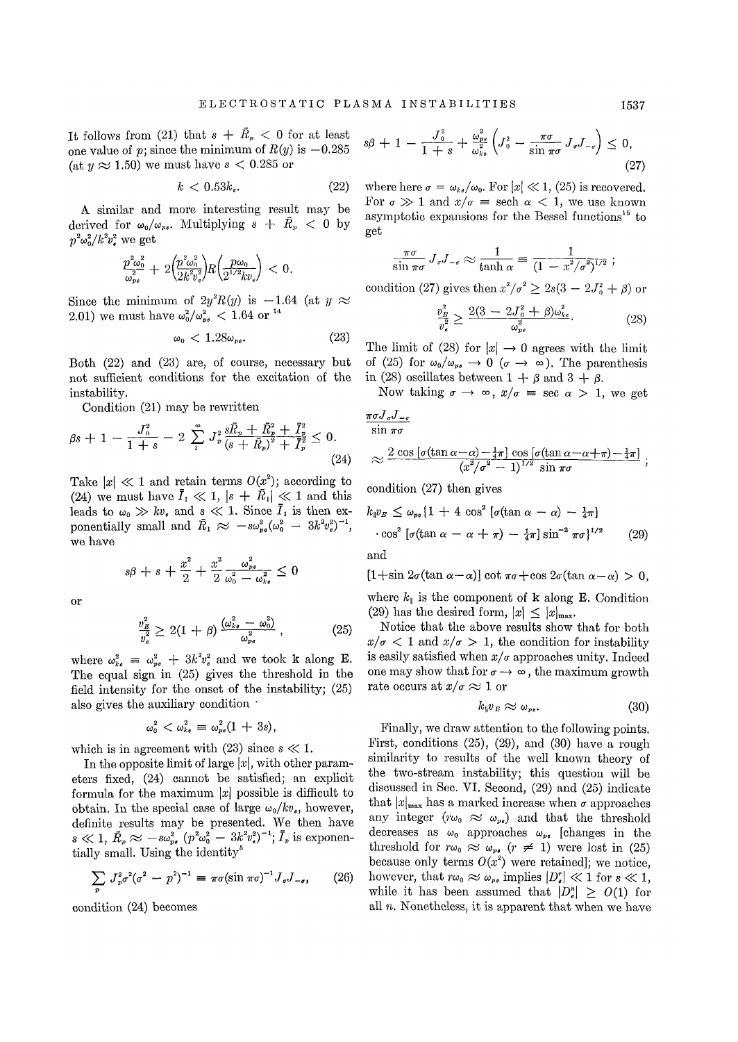It follows from (21) that $s + \bar{R}_p < 0$ for at least one value of $p$; since the minimum of $R(y)$ is $-0.285$ (at $y \approx 1.50$) we must have $s < 0.285$ or

$$k < 0.53k_e. \tag{22}$$

A similar and more interesting result may be derived for $\omega_0/\omega_{pe}$. Multiplying $s + \bar{R}_p < 0$ by $p^2\omega_0^2/k^2v_e^2$ we get

$$\frac{p^2\omega_0^2}{\omega_{pe}^2} + 2\left(\frac{p^2\omega_0^2}{2k^2v_e^2}\right)R\left(\frac{p\omega_0}{2^{1/2}kv_e}\right) < 0.$$

Since the minimum of $2y^2R(y)$ is $-1.64$ (at $y \approx 2.01$) we must have $\omega_0^2/\omega_{pe}^2 < 1.64$ or [14]

$$\omega_0 < 1.28\omega_{pe}. \tag{23}$$

Both (22) and (23) are, of course, necessary but not sufficient conditions for the excitation of the instability.

Condition (21) may be rewritten

$$\beta s + 1 - \frac{J_0^2}{1+s} - 2\sum_1^\infty J_p^2 \frac{s\bar{R}_p + \bar{R}_p^2 + \bar{I}_p^2}{(s+\bar{R}_p)^2 + \bar{I}_p^2} \leq 0. \tag{24}$$

Take $|x| \ll 1$ and retain terms $O(x^2)$; according to (24) we must have $\bar{I}_1 \ll 1$, $|s + \bar{R}_1| \ll 1$ and this leads to $\omega_0 \gg kv_e$ and $s \ll 1$. Since $\bar{I}_1$ is then exponentially small and $\bar{R}_1 \approx -s\omega_{pe}^2(\omega_0^2 - 3k^2v_e^2)^{-1}$, we have

$$s\beta + s + \frac{x^2}{2} + \frac{x^2}{2}\frac{\omega_{pe}^2}{\omega_0^2 - \omega_{ke}^2} \leq 0$$

or

$$\frac{v_E^2}{v_e^2} \geq 2(1+\beta)\frac{(\omega_{ke}^2 - \omega_0^2)}{\omega_{pe}^2}, \tag{25}$$

where $\omega_{ke}^2 \equiv \omega_{pe}^2 + 3k^2v_e^2$ and we took $\mathbf{k}$ along $\mathbf{E}$. The equal sign in (25) gives the threshold in the field intensity for the onset of the instability; (25) also gives the auxiliary condition

$$\omega_0^2 < \omega_{ke}^2 \equiv \omega_{pe}^2(1 + 3s),$$

which is in agreement with (23) since $s \ll 1$.

In the opposite limit of large $|x|$, with other parameters fixed, (24) cannot be satisfied; an explicit formula for the maximum $|x|$ possible is difficult to obtain. In the special case of large $\omega_0/kv_e$, however, definite results may be presented. We then have $s \ll 1$, $\bar{R}_p \approx -s\omega_{pe}^2(p^2\omega_0^2 - 3k^2v_e^2)^{-1}$; $\bar{I}_p$ is exponentially small. Using the identity[5]

$$\sum_p J_p^2\sigma^2(\sigma^2 - p^2)^{-1} \equiv \pi\sigma(\sin\pi\sigma)^{-1}J_\sigma J_{-\sigma}, \tag{26}$$

condition (24) becomes

$$s\beta + 1 - \frac{J_0^2}{1+s} + \frac{\omega_{pe}^2}{\omega_{ke}^2}\left(J_0^2 - \frac{\pi\sigma}{\sin\pi\sigma}J_\sigma J_{-\sigma}\right) \leq 0, \tag{27}$$

where here $\sigma = \omega_{ke}/\omega_0$. For $|x| \ll 1$, (25) is recovered. For $\sigma \gg 1$ and $x/\sigma \equiv \operatorname{sech}\alpha < 1$, we use known asymptotic expansions for the Bessel functions[15] to get

$$\frac{\pi\sigma}{\sin\pi\sigma}J_\sigma J_{-\sigma} \approx \frac{1}{\tanh\alpha} \equiv \frac{1}{(1 - x^2/\sigma^2)^{1/2}};$$

condition (27) gives then $x^2/\sigma^2 \geq 2s(3 - 2J_0^2 + \beta)$ or

$$\frac{v_E^2}{v_e^2} \geq \frac{2(3 - 2J_0^2 + \beta)\omega_{ke}^2}{\omega_{pe}^2}. \tag{28}$$

The limit of (28) for $|x| \to 0$ agrees with the limit of (25) for $\omega_0/\omega_{pe} \to 0$ $(\sigma \to \infty)$. The parenthesis in (28) oscillates between $1 + \beta$ and $3 + \beta$.

Now taking $\sigma \to \infty$, $x/\sigma \equiv \sec\alpha > 1$, we get

$$\frac{\pi\sigma J_\sigma J_{-\sigma}}{\sin\pi\sigma}$$

$$\approx \frac{2\cos[\sigma(\tan\alpha - \alpha) - \frac{1}{4}\pi]\cos[\sigma(\tan\alpha - \alpha + \pi) - \frac{1}{4}\pi]}{(x^2/\sigma^2 - 1)^{1/2}\sin\pi\sigma};$$

condition (27) then gives

$$k_\parallel v_E \leq \omega_{pe}\{1 + 4\cos^2[\sigma(\tan\alpha - \alpha) - \tfrac{1}{4}\pi] \cdot\cos^2[\sigma(\tan\alpha - \alpha + \pi) - \tfrac{1}{4}\pi]\sin^{-2}\pi\sigma\}^{1/2} \tag{29}$$

and

$$[1 + \sin 2\sigma(\tan\alpha - \alpha)]\cot\pi\sigma + \cos 2\sigma(\tan\alpha - \alpha) > 0,$$

where $k_\parallel$ is the component of $\mathbf{k}$ along $\mathbf{E}$. Condition (29) has the desired form, $|x| \leq |x|_{\max}$.

Notice that the above results show that for both $x/\sigma < 1$ and $x/\sigma > 1$, the condition for instability is easily satisfied when $x/\sigma$ approaches unity. Indeed one may show that for $\sigma \to \infty$, the maximum growth rate occurs at $x/\sigma \approx 1$ or

$$k_\parallel v_E \approx \omega_{pe}. \tag{30}$$

Finally, we draw attention to the following points. First, conditions (25), (29), and (30) have a rough similarity to results of the well known theory of the two-stream instability; this question will be discussed in Sec. VI. Second, (29) and (25) indicate that $|x|_{\max}$ has a marked increase when $\sigma$ approaches any integer $(r\omega_0 \approx \omega_{pe})$ and that the threshold decreases as $\omega_0$ approaches $\omega_{pe}$ [changes in the threshold for $r\omega_0 \approx \omega_{pe}$ $(r \neq 1)$ were lost in (25) because only terms $O(x^2)$ were retained]; we notice, however, that $r\omega_0 \approx \omega_{pe}$ implies $|D_e^r| \ll 1$ for $s \ll 1$, while it has been assumed that $|D_e^n| \geq O(1)$ for all $n$. Nonetheless, it is apparent that when we have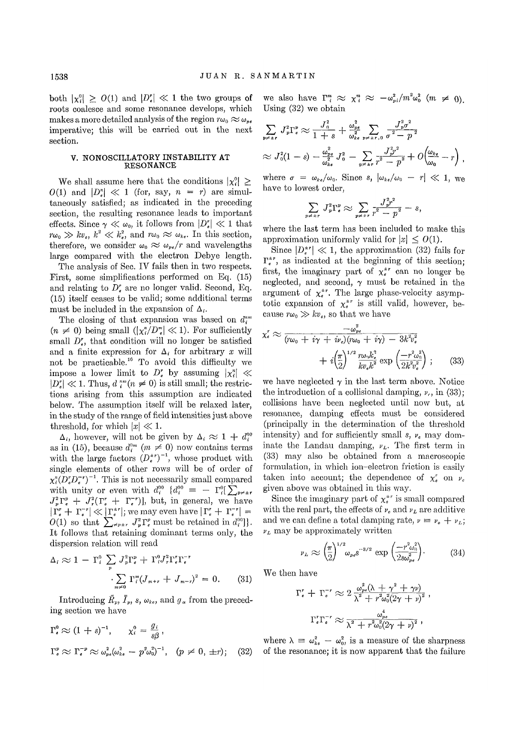both $|\chi_i^0| \geq O(1)$ and $|D_e^r| \ll 1$ the two groups of roots coalesce and some resonance develops, which makes a more detailed analysis of the region $r\omega_0 \approx \omega_{pe}$ imperative; this will be carried out in the next section.

## V. NONOSCILLATORY INSTABILITY AT RESONANCE

We shall assume here that the conditions $|\chi_i^0| \geq O(1)$ and $|D_e^n| \ll 1$ (for, say, $n = r$) are simultaneously satisfied; as indicated in the preceding section, the resulting resonance leads to important effects. Since $\gamma \ll \omega_0$, it follows from $|D_e^r| \ll 1$ that $r\omega_0 \gg kv_e$, $k^2 \ll k_e^2$, and $r\omega_0 \approx \omega_{ke}$. In this section, therefore, we consider $\omega_0 \approx \omega_{pe}/r$ and wavelengths large compared with the electron Debye length.

The analysis of Sec. IV fails then in two respects. First, some simplifications performed on Eq. (15) and relating to $D_e^r$ are no longer valid. Second, Eq. (15) itself ceases to be valid; some additional terms must be included in the expansion of $\Delta_i$.

The closing of that expansion was based on $d_i^{nm}$ ($n \neq 0$) being small ($|\chi_i^n/D_e^n| \ll 1$). For sufficiently small $D_e^r$, that condition will no longer be satisfied and a finite expression for $\Delta_i$ for arbitrary $x$ will not be practicable.[10] To avoid this difficulty we impose a lower limit to $D_e^r$ by assuming $|\chi_i^r| \ll |D_e^r| \ll 1$. Thus, $d_i^{nm} (n \neq 0)$ is still small; the restrictions arising from this assumption are indicated below. The assumption itself will be relaxed later, in the study of the range of field intensities just above threshold, for which $|x| \ll 1$.

$\Delta_i$, however, will not be given by $\Delta_i \approx 1 + d_i^{00}$ as in (15), because $d_i^{0m}$ ($m \neq 0$) now contains terms with the large factors $(D_e^{\pm r})^{-1}$, whose product with single elements of other rows will be of order of $\chi_i^n (D_e^r D_e^{-r})^{-1}$. This is not necessarily small compared with unity or even with $d_i^{00}$ $\{d_i^{00} \equiv -\Gamma_i^0[\sum_{p\neq \pm r} J_p^2\Gamma_e^p + J_r^2(\Gamma_e^r + \Gamma_e^{-r})]$, but, in general, we have $|\Gamma_e^r + \Gamma_e^{-r}| \ll |\Gamma_e^{\pm r}|$; we may even have $|\Gamma_e^r + \Gamma_e^{-r}| = O(1)$ so that $\sum_{\neq p \neq \pm r} J_p^2 \Gamma_e^p$ must be retained in $d_i^{00}]\}$. It follows that retaining dominant terms only, the dispersion relation will read

$$\Delta_i \approx 1 - \Gamma_i^0 \sum_p J_p^2 \Gamma_e^p + \Gamma_i^0 J_r^2 \Gamma_e^r \Gamma_e^{-r} \cdot \sum_{m\neq 0} \Gamma_i^m (J_{m+r} + J_{m-r})^2 = 0. \tag{31}$$

Introducing $\bar{R}_p$, $\bar{I}_p$, $s$, $\omega_{ke}$, and $g_\alpha$ from the preceding section we have

$$\Gamma_e^0 \approx (1+s)^{-1}, \qquad \chi_i^0 = \frac{g_i}{s\beta},$$

$$\Gamma_e^p \approx \Gamma_e^{-p} \approx \omega_{pe}^2(\omega_{ke}^2 - p^2\omega_0^2)^{-1}, \quad (p \neq 0, \pm r); \tag{32}$$

we also have $\Gamma_i^m \approx \chi_i^m \approx -\omega_{pi}^2/m^2\omega_0^2$ ($m \neq 0$). Using (32) we obtain

$$\sum_{p\neq \pm r} J_p^2 \Gamma_e^p \approx \frac{J_0^2}{1+s} + \frac{\omega_{pe}^2}{\omega_{ke}^2} \sum_{p\neq\pm r, 0} \frac{J_p^2\sigma^2}{\sigma^2 - p^2}$$

$$\approx J_0^2(1-s) - \frac{\omega_{pe}^2}{\omega_{ke}^2} J_0^2 - \sum_{p\neq\pm r} \frac{J_p^2 r^2}{r^2 - p^2} + O\left(\frac{\omega_{ke}}{\omega_0} - r\right),$$

where $\sigma = \omega_{ke}/\omega_0$. Since $s$, $|\omega_{ke}/\omega_0 - r| \ll 1$, we have to lowest order,

$$\sum_{p\neq\pm r} J_p^2 \Gamma_e^p \approx \sum_{p\neq\pm r} \frac{J_p^2 r^2}{r^2 - p^2} - s,$$

where the last term has been included to make this approximation uniformly valid for $|x| \leq O(1)$.

Since $|D_e^{\pm r}| \ll 1$, the approximation (32) fails for $\Gamma_e^{\pm r}$, as indicated at the beginning of this section; first, the imaginary part of $\chi_e^{\pm r}$ can no longer be neglected, and second, $\gamma$ must be retained in the argument of $\chi_e^{\pm r}$. The large phase-velocity asymptotic expansion of $\chi_e^{\pm r}$ is still valid, however, because $r\omega_0 \gg kv_e$, so that we have

$$\chi_e^r \approx \frac{-\omega_{pe}^2}{(r\omega_0 + i\gamma + i\nu_c)(r\omega_0 + i\gamma) - 3k^2v_e^2} + i\left(\frac{\pi}{2}\right)^{1/2} \frac{r\omega_0 k_e^2}{kv_e k^2} \exp\left(\frac{-r^2\omega_0^2}{2k^2v_e^2}\right); \tag{33}$$

we have neglected $\gamma$ in the last term above. Notice the introduction of a collisional damping, $\nu_c$, in (33); collisions have been neglected until now but, at resonance, damping effects must be considered (principally in the determination of the threshold intensity) and for sufficiently small $s$, $\nu_c$ may dominate the Landau damping, $\nu_L$. The first term in (33) may also be obtained from a macroscopic formulation, in which ion–electron friction is easily taken into account; the dependence of $\chi_e^r$ on $\nu_c$ given above was obtained in this way.

Since the imaginary part of $\chi_e^{\pm r}$ is small compared with the real part, the effects of $\nu_c$ and $\nu_L$ are additive and we can define a total damping rate, $\nu \equiv \nu_c + \nu_L$; $\nu_L$ may be approximately written

$$\nu_L \approx \left(\frac{\pi}{2}\right)^{1/2} \omega_{pe} s^{-3/2} \exp\left(\frac{-r^2\omega_0^2}{2s\omega_{pe}^2}\right). \tag{34}$$

We then have

$$\Gamma_e^r + \Gamma_e^{-r} \approx 2\frac{\omega_{pe}^2(\lambda + \gamma^2 + \gamma\nu)}{\lambda^2 + r^2\omega_0^2(2\gamma + \nu)^2},$$

$$\Gamma_e^r\Gamma_e^{-r} \approx \frac{\omega_{pe}^4}{\lambda^2 + r^2\omega_0^2(2\gamma + \nu)^2},$$

where $\lambda \equiv \omega_{ke}^2 - \omega_0^2$, is a measure of the sharpness of the resonance; it is now apparent that the failure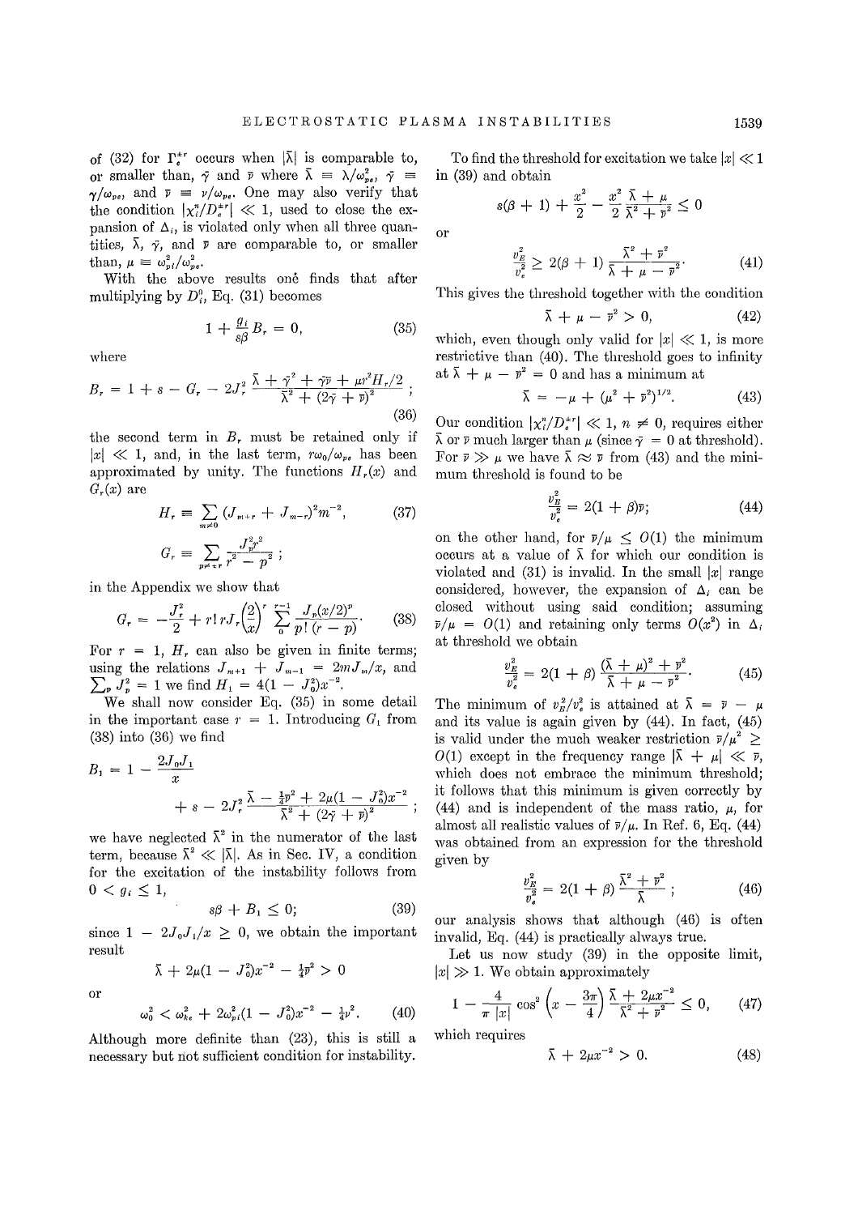of (32) for $\Gamma_e^{\pm r}$ occurs when $|\bar{\lambda}|$ is comparable to, or smaller than, $\bar{\gamma}$ and $\bar{\nu}$ where $\bar{\lambda} \equiv \lambda/\omega_{pe}^2$, $\bar{\gamma} \equiv \gamma/\omega_{pe}$, and $\bar{\nu} \equiv \nu/\omega_{pe}$. One may also verify that the condition $|\chi_i^n/D_e^{\pm r}| \ll 1$, used to close the expansion of $\Delta_i$, is violated only when all three quantities, $\bar{\lambda}$, $\bar{\gamma}$, and $\bar{\nu}$ are comparable to, or smaller than, $\mu \equiv \omega_{pi}^2/\omega_{pe}^2$.

With the above results one finds that after multiplying by $D_i^0$, Eq. (31) becomes

$$1 + \frac{g_i}{s\beta} B_r = 0, \tag{35}$$

where

$$B_r = 1 + s - G_r - 2J_r^2 \frac{\bar{\lambda} + \bar{\gamma}^2 + \bar{\gamma}\bar{\nu} + \mu r^2 H_r/2}{\bar{\lambda}^2 + (2\bar{\gamma} + \bar{\nu})^2}; \tag{36}$$

the second term in $B_r$ must be retained only if $|x| \ll 1$, and, in the last term, $r\omega_0/\omega_{pe}$ has been approximated by unity. The functions $H_r(x)$ and $G_r(x)$ are

$$H_r \equiv \sum_{m \neq 0} (J_{m+r} + J_{m-r})^2 m^{-2}, \tag{37}$$

$$G_r \equiv \sum_{p \neq \pm r} \frac{J_p^2 p^2}{r^2 - p^2};$$

in the Appendix we show that

$$G_r = -\frac{J_r^2}{2} + r!\, rJ_r \left(\frac{2}{x}\right)^r \sum_0^{r-1} \frac{J_p(x/2)^p}{p!\,(r-p)}. \tag{38}$$

For $r = 1$, $H_r$ can also be given in finite terms; using the relations $J_{m+1} + J_{m-1} = 2mJ_m/x$, and $\sum_p J_p^2 = 1$ we find $H_1 = 4(1 - J_0^2)x^{-2}$.

We shall now consider Eq. (35) in some detail in the important case $r = 1$. Introducing $G_1$ from (38) into (36) we find

$$B_1 = 1 - \frac{2J_0J_1}{x} + s - 2J_r^2 \frac{\bar{\lambda} - \frac{1}{4}\bar{\nu}^2 + 2\mu(1 - J_0^2)x^{-2}}{\bar{\lambda}^2 + (2\bar{\gamma} + \bar{\nu})^2};$$

we have neglected $\bar{\lambda}^2$ in the numerator of the last term, because $\bar{\lambda}^2 \ll |\bar{\lambda}|$. As in Sec. IV, a condition for the excitation of the instability follows from $0 < g_i \leq 1$,

$$s\beta + B_1 \leq 0; \tag{39}$$

since $1 - 2J_0J_1/x \geq 0$, we obtain the important result

$$\bar{\lambda} + 2\mu(1 - J_0^2)x^{-2} - \tfrac{1}{4}\bar{\nu}^2 > 0$$

or

$$\omega_0^2 < \omega_{ke}^2 + 2\omega_{pi}^2(1 - J_0^2)x^{-2} - \tfrac{1}{4}\nu^2. \tag{40}$$

Although more definite than (23), this is still a necessary but not sufficient condition for instability.

To find the threshold for excitation we take $|x| \ll 1$ in (39) and obtain

$$s(\beta + 1) + \frac{x^2}{2} - \frac{x^2}{2} \frac{\bar{\lambda} + \mu}{\bar{\lambda}^2 + \bar{\nu}^2} \leq 0$$

or

$$\frac{v_E^2}{v_e^2} \geq 2(\beta + 1) \frac{\bar{\lambda}^2 + \bar{\nu}^2}{\bar{\lambda} + \mu - \bar{\nu}^2}. \tag{41}$$

This gives the threshold together with the condition

$$\bar{\lambda} + \mu - \bar{\nu}^2 > 0, \tag{42}$$

which, even though only valid for $|x| \ll 1$, is more restrictive than (40). The threshold goes to infinity at $\bar{\lambda} + \mu - \bar{\nu}^2 = 0$ and has a minimum at

$$\bar{\lambda} = -\mu + (\mu^2 + \bar{\nu}^2)^{1/2}. \tag{43}$$

Our condition $|\chi_i^n/D_e^{\pm r}| \ll 1$, $n \neq 0$, requires either $\bar{\lambda}$ or $\bar{\nu}$ much larger than $\mu$ (since $\bar{\gamma} = 0$ at threshold). For $\bar{\nu} \gg \mu$ we have $\bar{\lambda} \approx \bar{\nu}$ from (43) and the minimum threshold is found to be

$$\frac{v_E^2}{v_e^2} = 2(1 + \beta)\bar{\nu}; \tag{44}$$

on the other hand, for $\bar{\nu}/\mu \leq O(1)$ the minimum occurs at a value of $\bar{\lambda}$ for which our condition is violated and (31) is invalid. In the small $|x|$ range considered, however, the expansion of $\Delta_i$ can be closed without using said condition; assuming $\bar{\nu}/\mu = O(1)$ and retaining only terms $O(x^2)$ in $\Delta_i$ at threshold we obtain

$$\frac{v_E^2}{v_e^2} = 2(1 + \beta) \frac{(\bar{\lambda} + \mu)^2 + \bar{\nu}^2}{\bar{\lambda} + \mu - \bar{\nu}^2}. \tag{45}$$

The minimum of $v_E^2/v_e^2$ is attained at $\bar{\lambda} = \bar{\nu} - \mu$ and its value is again given by (44). In fact, (45) is valid under the much weaker restriction $\bar{\nu}/\mu^2 \geq O(1)$ except in the frequency range $|\bar{\lambda} + \mu| \ll \bar{\nu}$, which does not embrace the minimum threshold; it follows that this minimum is given correctly by (44) and is independent of the mass ratio, $\mu$, for almost all realistic values of $\bar{\nu}/\mu$. In Ref. 6, Eq. (44) was obtained from an expression for the threshold given by

$$\frac{v_E^2}{v_e^2} = 2(1 + \beta) \frac{\bar{\lambda}^2 + \bar{\nu}^2}{\bar{\lambda}}; \tag{46}$$

our analysis shows that although (46) is often invalid, Eq. (44) is practically always true.

Let us now study (39) in the opposite limit, $|x| \gg 1$. We obtain approximately

$$1 - \frac{4}{\pi |x|} \cos^2\left(x - \frac{3\pi}{4}\right) \frac{\bar{\lambda} + 2\mu x^{-2}}{\bar{\lambda}^2 + \bar{\nu}^2} \leq 0, \tag{47}$$

which requires

$$\bar{\lambda} + 2\mu x^{-2} > 0. \tag{48}$$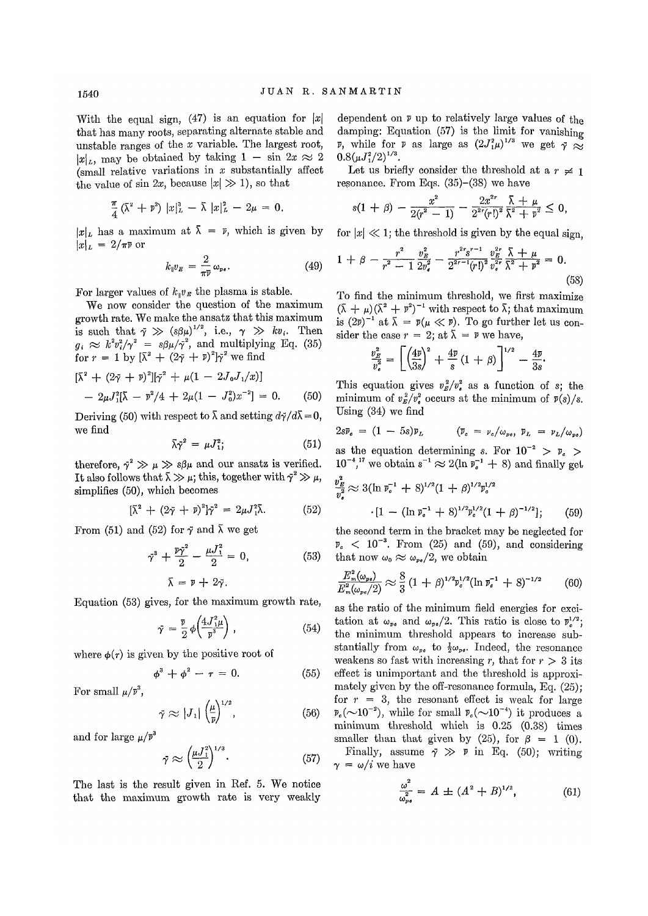With the equal sign, (47) is an equation for $|x|$ that has many roots, separating alternate stable and unstable ranges of the $x$ variable. The largest root, $|x|_L$, may be obtained by taking $1 - \sin 2x \approx 2$ (small relative variations in $x$ substantially affect the value of $\sin 2x$, because $|x| \gg 1$), so that

$$\frac{\pi}{4}(\bar{\lambda}^2 + \bar{\nu}^2)\,|x|_L^3 - \bar{\lambda}\,|x|_L^2 - 2\mu = 0.$$

$|x|_L$ has a maximum at $\bar{\lambda} = \bar{\nu}$, which is given by $|x|_L = 2/\pi\bar{\nu}$ or

$$k_\parallel v_E = \frac{2}{\pi\bar{\nu}}\,\omega_{pe}. \tag{49}$$

For larger values of $k_\parallel v_E$ the plasma is stable.

We now consider the question of the maximum growth rate. We make the ansatz that this maximum is such that $\bar{\gamma} \gg (s\beta\mu)^{1/2}$, i.e., $\gamma \gg kv_i$. Then $g_i \approx k^2 v_i^2/\gamma^2 = s\beta\mu/\bar{\gamma}^2$, and multiplying Eq. (35) for $r = 1$ by $[\bar{\lambda}^2 + (2\bar{\gamma} + \bar{\nu})^2]\bar{\gamma}^2$ we find

$$[\bar{\lambda}^2 + (2\bar{\gamma} + \bar{\nu})^2][\bar{\gamma}^2 + \mu(1 - 2J_0 J_1/x)] - 2\mu J_1^2[\bar{\lambda} - \bar{\nu}^2/4 + 2\mu(1 - J_0^2)x^{-2}] = 0. \tag{50}$$

Deriving (50) with respect to $\bar{\lambda}$ and setting $d\bar{\gamma}/d\bar{\lambda} = 0$, we find

$$\bar{\lambda}\bar{\gamma}^2 = \mu J_1^2; \tag{51}$$

therefore, $\bar{\gamma}^2 \gg \mu \gg s\beta\mu$ and our ansatz is verified. It also follows that $\bar{\lambda} \gg \mu$; this, together with $\bar{\gamma}^2 \gg \mu$, simplifies (50), which becomes

$$[\bar{\lambda}^2 + (2\bar{\gamma} + \bar{\nu})^2]\bar{\gamma}^2 = 2\mu J_1^2 \bar{\lambda}. \tag{52}$$

From (51) and (52) for $\bar{\gamma}$ and $\bar{\lambda}$ we get

$$\bar{\gamma}^3 + \frac{\bar{\nu}\bar{\gamma}^2}{2} - \frac{\mu J_1^2}{2} = 0, \tag{53}$$

$$\bar{\lambda} = \bar{\nu} + 2\bar{\gamma}.$$

Equation (53) gives, for the maximum growth rate,

$$\bar{\gamma} = \frac{\bar{\nu}}{2}\,\phi\!\left(\frac{4J_1^2\mu}{\bar{\nu}^3}\right), \tag{54}$$

where $\phi(\tau)$ is given by the positive root of

$$\phi^3 + \phi^2 - \tau = 0. \tag{55}$$

For small $\mu/\bar{\nu}^3$,

$$\bar{\gamma} \approx |J_1|\left(\frac{\mu}{\bar{\nu}}\right)^{1/2}, \tag{56}$$

and for large $\mu/\bar{\nu}^3$

$$\bar{\gamma} \approx \left(\frac{\mu J_1^2}{2}\right)^{1/3}. \tag{57}$$

The last is the result given in Ref. 5. We notice that the maximum growth rate is very weakly dependent on $\bar{\nu}$ up to relatively large values of the damping: Equation (57) is the limit for vanishing $\bar{\nu}$, while for $\bar{\nu}$ as large as $(2J_1^2\mu)^{1/3}$ we get $\bar{\gamma} \approx 0.8(\mu J_1^2/2)^{1/3}$.

Let us briefly consider the threshold at a $r \neq 1$ resonance. From Eqs. (35)–(38) we have

$$s(1 + \beta) - \frac{x^2}{2(r^2 - 1)} - \frac{2x^{2r}}{2^{2r}(r!)^2}\frac{\bar{\lambda} + \mu}{\bar{\lambda}^2 + \bar{\nu}^2} \leq 0,$$

for $|x| \ll 1$; the threshold is given by the equal sign,

$$1 + \beta - \frac{r^2}{r^2 - 1}\frac{v_E^2}{2v_e^2} - \frac{r^{2r}s^{r-1}}{2^{2r-1}(r!)^2}\frac{v_E^{2r}}{v_e^{2r}}\frac{\bar{\lambda} + \mu}{\bar{\lambda}^2 + \bar{\nu}^2} = 0. \tag{58}$$

To find the minimum threshold, we first maximize $(\bar{\lambda} + \mu)(\bar{\lambda}^2 + \bar{\nu}^2)^{-1}$ with respect to $\bar{\lambda}$; that maximum is $(2\bar{\nu})^{-1}$ at $\bar{\lambda} = \bar{\nu}(\mu \ll \bar{\nu})$. To go further let us consider the case $r = 2$; at $\bar{\lambda} = \bar{\nu}$ we have,

$$\frac{v_E^2}{v_e^2} = \left[\left(\frac{4\bar{\nu}}{3s}\right)^2 + \frac{4\bar{\nu}}{s}(1 + \beta)\right]^{1/2} - \frac{4\bar{\nu}}{3s}.$$

This equation gives $v_E^2/v_e^2$ as a function of $s$; the minimum of $v_E^2/v_e^2$ occurs at the minimum of $\bar{\nu}(s)/s$. Using (34) we find

$$2s\bar{\nu}_c = (1 - 5s)\bar{\nu}_L \qquad (\bar{\nu}_c = \nu_c/\omega_{pe},\ \bar{\nu}_L = \nu_L/\omega_{pe})$$

as the equation determining $s$. For $10^{-2} > \bar{\nu}_c > 10^{-4}$,[17] we obtain $s^{-1} \approx 2(\ln \bar{\nu}_c^{-1} + 8)$ and finally get

$$\frac{v_E^2}{v_e^2} \approx 3(\ln \bar{\nu}_c^{-1} + 8)^{1/2}(1 + \beta)^{1/2}\bar{\nu}_c^{1/2} \cdot [1 - (\ln \bar{\nu}_c^{-1} + 8)^{1/2}\bar{\nu}_c^{1/2}(1 + \beta)^{-1/2}]; \tag{59}$$

the second term in the bracket may be neglected for $\bar{\nu}_c < 10^{-3}$. From (25) and (59), and considering that now $\omega_0 \approx \omega_{pe}/2$, we obtain

$$\frac{E_m^2(\omega_{pe})}{E_m^2(\omega_{pe}/2)} \approx \frac{8}{3}(1 + \beta)^{1/2}\bar{\nu}_c^{1/2}(\ln \bar{\nu}_c^{-1} + 8)^{-1/2} \tag{60}$$

as the ratio of the minimum field energies for excitation at $\omega_{pe}$ and $\omega_{pe}/2$. This ratio is close to $\bar{\nu}_c^{1/2}$; the minimum threshold appears to increase substantially from $\omega_{pe}$ to $\frac{1}{2}\omega_{pe}$. Indeed, the resonance weakens so fast with increasing $r$, that for $r > 3$ its effect is unimportant and the threshold is approximately given by the off-resonance formula, Eq. (25); for $r = 3$, the resonant effect is weak for large $\bar{\nu}_c(\sim 10^{-2})$, while for small $\bar{\nu}_c(\sim 10^{-4})$ it produces a minimum threshold which is 0.25 (0.38) times smaller than that given by (25), for $\beta = 1$ (0).

Finally, assume $\bar{\gamma} \gg \bar{\nu}$ in Eq. (50); writing $\gamma = \omega/i$ we have

$$\frac{\omega^2}{\omega_{pe}^2} = A \pm (A^2 + B)^{1/2}, \tag{61}$$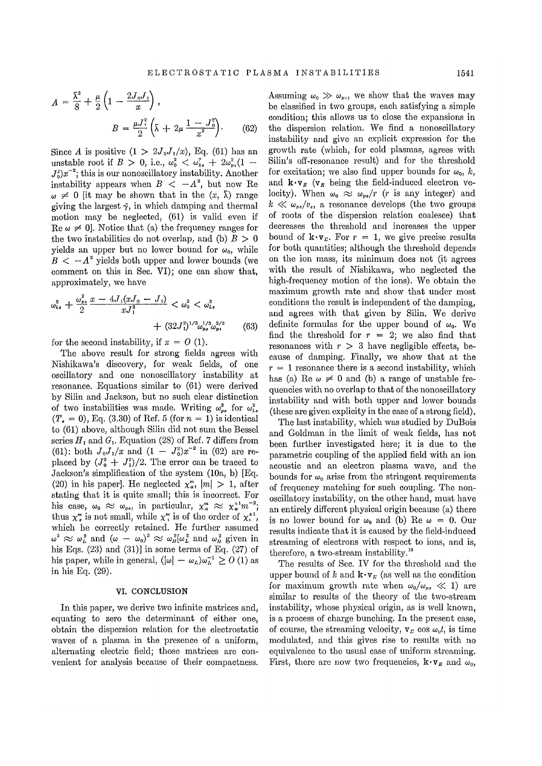$$A = \frac{\bar{\lambda}^2}{8} + \frac{\mu}{2}\left(1 - \frac{2J_0J_1}{x}\right),$$

$$B = \frac{\mu J_1^2}{2}\left(\bar{\lambda} + 2\mu \frac{1 - J_0^2}{x^2}\right). \qquad (62)$$

Since $A$ is positive $(1 > 2J_0J_1/x)$, Eq. (61) has an unstable root if $B > 0$, i.e., $\omega_0^2 < \omega_{ke}^2 + 2\omega_{pi}^2(1 - J_0^2)x^{-2}$; this is our nonoscillatory instability. Another instability appears when $B < -A^2$, but now Re $\omega \neq 0$ [it may be shown that in the $(x, \bar{\lambda})$ range giving the largest $\bar{\gamma}$, in which damping and thermal motion may be neglected, (61) is valid even if Re $\omega \neq 0$]. Notice that (a) the frequency ranges for the two instabilities do not overlap, and (b) $B > 0$ yields an upper but no lower bound for $\omega_0$, while $B < -A^2$ yields both upper and lower bounds (we comment on this in Sec. VI); one can show that, approximately, we have

$$\omega_{ke}^2 + \frac{\omega_{pi}^2}{2}\frac{x - 4J_1(xJ_0 - J_1)}{xJ_1^2} < \omega_0^2 < \omega_{ke}^2 + (32J_1^2)^{1/3}\omega_{pe}^{1/3}\omega_{pi}^{2/3} \qquad (63)$$

for the second instability, if $x = O(1)$.

The above result for strong fields agrees with Nishikawa's discovery, for weak fields, of one oscillatory and one nonoscillatory instability at resonance. Equations similar to (61) were derived by Silin and Jackson, but no such clear distinction of two instabilities was made. Writing $\omega_{pe}^2$ for $\omega_{ke}^2$ $(T_e = 0)$, Eq. (3.30) of Ref. 5 (for $n = 1$) is identical to (61) above, although Silin did not sum the Bessel series $H_1$ and $G_1$. Equation (28) of Ref. 7 differs from (61): both $J_0J_1/x$ and $(1 - J_0^2)x^{-2}$ in (62) are replaced by $(J_0^2 + J_1^2)/2$. The error can be traced to Jackson's simplification of the system (10a, b) [Eq. (20) in his paper]. He neglected $\chi_a^m$, $|m| > 1$, after stating that it is quite small; this is incorrect. For his case, $\omega_0 \approx \omega_{pe}$, in particular, $\chi_a^m \approx \chi_a^{\pm 1} m^{-2}$; thus $\chi_e^m$ is not small, while $\chi_i^m$ is of the order of $\chi_i^{\pm 1}$, which he correctly retained. He further assumed $\omega^2 \approx \omega_L^2$ and $(\omega - \omega_0)^2 \approx \omega_H^2[\omega_L^2$ and $\omega_H^2$ given in his Eqs. (23) and (31)] in some terms of Eq. (27) of his paper, while in general, $(|\omega| - \omega_L)\omega_L^{-1} \geq O(1)$ as in his Eq. (29).

## VI. CONCLUSION

In this paper, we derive two infinite matrices and, equating to zero the determinant of either one, obtain the dispersion relation for the electrostatic waves of a plasma in the presence of a uniform, alternating electric field; those matrices are convenient for analysis because of their compactness. Assuming $\omega_0 \gg \omega_{pi}$, we show that the waves may be classified in two groups, each satisfying a simple condition; this allows us to close the expansions in the dispersion relation. We find a nonoscillatory instability and give an explicit expression for the growth rate (which, for cold plasmas, agrees with Silin's off-resonance result) and for the threshold for excitation; we also find upper bounds for $\omega_0$, $k$, and $\mathbf{k}\cdot\mathbf{v}_E$ ($\mathbf{v}_E$ being the field-induced electron velocity). When $\omega_0 \approx \omega_{pe}/r$ ($r$ is any integer) and $k \ll \omega_{pe}/v_e$, a resonance develops (the two groups of roots of the dispersion relation coalesce) that decreases the threshold and increases the upper bound of $\mathbf{k}\cdot\mathbf{v}_E$. For $r = 1$, we give precise results for both quantities; although the threshold depends on the ion mass, its minimum does not (it agrees with the result of Nishikawa, who neglected the high-frequency motion of the ions). We obtain the maximum growth rate and show that under most conditions the result is independent of the damping, and agrees with that given by Silin. We derive definite formulas for the upper bound of $\omega_0$. We find the threshold for $r = 2$; we also find that resonances with $r > 3$ have negligible effects, because of damping. Finally, we show that at the $r = 1$ resonance there is a second instability, which has (a) Re $\omega \neq 0$ and (b) a range of unstable frequencies with no overlap to that of the nonoscillatory instability and with both upper and lower bounds (these are given explicity in the case of a strong field).

The last instability, which was studied by DuBois and Goldman in the limit of weak fields, has not been further investigated here; it is due to the parametric coupling of the applied field with an ion acoustic and an electron plasma wave, and the bounds for $\omega_0$ arise from the stringent requirements of frequency matching for such coupling. The nonoscillatory instability, on the other hand, must have an entirely different physical origin because (a) there is no lower bound for $\omega_0$ and (b) Re $\omega = 0$. Our results indicate that it is caused by the field-induced streaming of electrons with respect to ions, and is, therefore, a two-stream instability.[18]

The results of Sec. IV for the threshold and the upper bound of $k$ and $\mathbf{k}\cdot\mathbf{v}_E$ (as well as the condition for maximum growth rate when $\omega_0/\omega_{pe} \ll 1$) are similar to results of the theory of the two-stream instability, whose physical origin, as is well known, is a process of charge bunching. In the present case, of course, the streaming velocity, $\mathbf{v}_E \cos \omega_0 t$, is time modulated, and this gives rise to results with no equivalence to the usual case of uniform streaming. First, there are now two frequencies, $\mathbf{k}\cdot\mathbf{v}_E$ and $\omega_0$,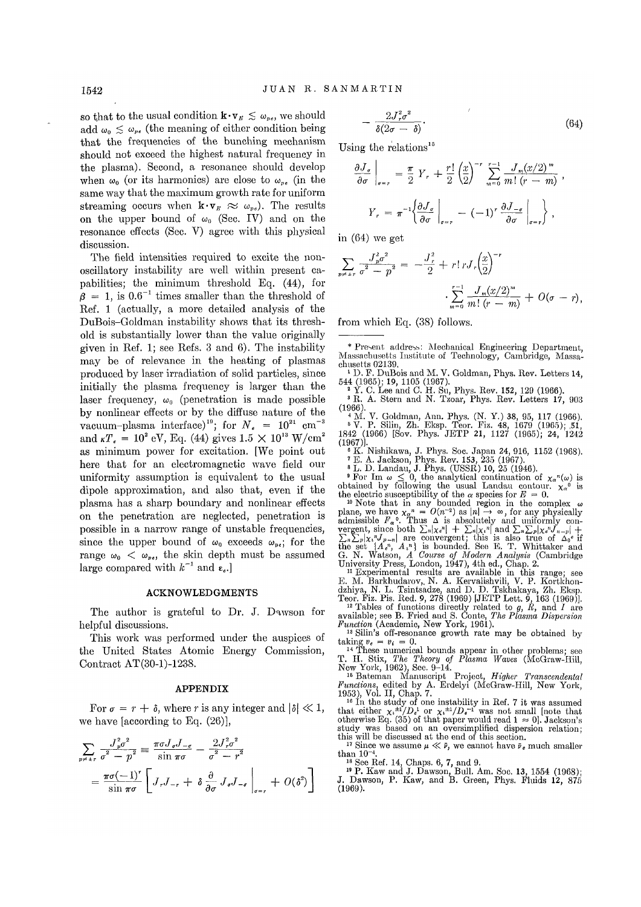so that to the usual condition $\mathbf{k}\cdot\mathbf{v}_E \lesssim \omega_{pe}$, we should add $\omega_0 \lesssim \omega_{pe}$ (the meaning of either condition being that the frequencies of the bunching mechanism should not exceed the highest natural frequency in the plasma). Second, a resonance should develop when $\omega_0$ (or its harmonics) are close to $\omega_{pe}$ (in the same way that the maximum growth rate for uniform streaming occurs when $\mathbf{k}\cdot\mathbf{v}_E \approx \omega_{pe}$). The results on the upper bound of $\omega_0$ (Sec. IV) and on the resonance effects (Sec. V) agree with this physical discussion.

The field intensities required to excite the nonoscillatory instability are well within present capabilities; the minimum threshold Eq. (44), for $\beta = 1$, is $0.6^{-1}$ times smaller than the threshold of Ref. 1 (actually, a more detailed analysis of the DuBois–Goldman instability shows that its threshold is substantially lower than the value originally given in Ref. 1; see Refs. 3 and 6). The instability may be of relevance in the heating of plasmas produced by laser irradiation of solid particles, since initially the plasma frequency is larger than the laser frequency, $\omega_0$ (penetration is made possible by nonlinear effects or by the diffuse nature of the vacuum–plasma interface)[19]; for $N_e = 10^{21}$ cm$^{-3}$ and $\kappa T_e = 10^2$ eV, Eq. (44) gives $1.5 \times 10^{13}$ W/cm$^2$ as minimum power for excitation. [We point out here that for an electromagnetic wave field our uniformity assumption is equivalent to the usual dipole approximation, and also that, even if the plasma has a sharp boundary and nonlinear effects on the penetration are neglected, penetration is possible in a narrow range of unstable frequencies, since the upper bound of $\omega_0$ exceeds $\omega_{pe}$; for the range $\omega_0 < \omega_{pe}$, the skin depth must be assumed large compared with $k^{-1}$ and $\varepsilon_e$.]

## ACKNOWLEDGMENTS

The author is grateful to Dr. J. Dawson for helpful discussions.

This work was performed under the auspices of the United States Atomic Energy Commission, Contract AT(30-1)-1238.

## APPENDIX

For $\sigma = r + \delta$, where $r$ is any integer and $|\delta| \ll 1$, we have [according to Eq. (26)],

$$\sum_{p\neq\pm r} \frac{J_p^2\sigma^2}{\sigma^2 - p^2} \equiv \frac{\pi\sigma J_\sigma J_{-\sigma}}{\sin \pi\sigma} - \frac{2J_r^2\sigma^2}{\sigma^2 - r^2}$$

$$= \frac{\pi\sigma(-1)^r}{\sin \pi\sigma}\left[J_r J_{-r} + \delta \frac{\partial}{\partial\sigma} J_\sigma J_{-\sigma}\bigg|_{\sigma=r} + O(\delta^2)\right]$$

$$- \frac{2J_r^2\sigma^2}{\delta(2\sigma - \delta)}. \tag{64}$$

Using the relations[15]

$$\frac{\partial J_\sigma}{\partial\sigma}\bigg|_{\sigma=r} = \frac{\pi}{2} Y_r + \frac{r!}{2}\left(\frac{x}{2}\right)^{-r} \sum_{m=0}^{r-1} \frac{J_m(x/2)^m}{m!\,(r-m)},$$

$$Y_r = \pi^{-1}\left\{\frac{\partial J_\sigma}{\partial\sigma}\bigg|_{\sigma=r} - (-1)^r \frac{\partial J_{-\sigma}}{\partial\sigma}\bigg|_{\sigma=r}\right\},$$

in (64) we get

$$\sum_{p\neq\pm r} \frac{J_p^2\sigma^2}{\sigma^2 - p^2} = -\frac{J_r^2}{2} + r!\,rJ_r\left(\frac{x}{2}\right)^{-r} \cdot \sum_{m=0}^{r-1} \frac{J_m(x/2)^m}{m!\,(r-m)} + O(\sigma - r),$$

from which Eq. (38) follows.

---

\* Present address: Mechanical Engineering Department, Massachusetts Institute of Technology, Cambridge, Massachusetts 02139.

[1] D. F. DuBois and M. V. Goldman, Phys. Rev. Letters 14, 544 (1965); 19, 1105 (1967).

[2] Y. C. Lee and C. H. Su, Phys. Rev. 152, 129 (1966).

[3] R. A. Stern and N. Tzoar, Phys. Rev. Letters 17, 903 (1966).

[4] M. V. Goldman, Ann. Phys. (N. Y.) 38, 95, 117 (1966).

[5] V. P. Silin, Zh. Eksp. Teor. Fiz. 48, 1679 (1965); 51, 1842 (1966) [Sov. Phys. JETP 21, 1127 (1965); 24, 1242 (1967)].

[6] K. Nishikawa, J. Phys. Soc. Japan 24, 916, 1152 (1968).

[7] E. A. Jackson, Phys. Rev. 153, 235 (1967).

[8] L. D. Landau, J. Phys. (USSR) 10, 25 (1946).

[9] For Im $\omega \leq 0$, the analytical continuation of $\chi_\alpha^n(\omega)$ is obtained by following the usual Landau contour. $\chi_\alpha^0$ is the electric susceptibility of the $\alpha$ species for $E = 0$.

[10] Note that in any bounded region in the complex $\omega$ plane, we have $\chi_\alpha^n = O(n^{-2})$ as $|n| \to \infty$, for any physically admissible $F_\alpha^0$. Thus $\Delta$ is absolutely and uniformly convergent, since both $\sum_n|\chi_e^n| + \sum_n|\chi_i^n|$ and $\sum_n\sum_p|\chi_e^n J_{n-p}| + \sum_n\sum_p|\chi_i^n J_{p-n}|$ are convergent; this is also true of $\Delta_0^e$ if the set $\{A_e^n, A_i^n\}$ is bounded. See E. T. Whittaker and G. N. Watson, *A Course of Modern Analysis* (Cambridge University Press, London, 1947), 4th ed., Chap. 2.

[11] Experimental results are available in this range; see E. M. Barkhudarov, N. A. Kervalishvili, V. P. Kortkhondzhiya, N. L. Tsintsadze, and D. D. Tskhakaya, Zh. Eksp. Teor. Fiz. Pis. Red. 9, 278 (1969) [JETP Lett. 9, 163 (1969)].

[12] Tables of functions directly related to $g$, $R$, and $I$ are available; see B. Fried and S. Conte, *The Plasma Dispersion Function* (Academic, New York, 1961).

[13] Silin's off-resonance growth rate may be obtained by taking $v_e = v_i = 0$.

[14] These numerical bounds appear in other problems; see T. H. Stix, *The Theory of Plasma Waves* (McGraw-Hill, New York, 1962), Sec. 9-14.

[15] Bateman Manuscript Project, *Higher Transcendental Functions*, edited by A. Erdelyi (McGraw-Hill, New York, 1953), Vol. II, Chap. 7.

[16] In the study of one instability in Ref. 7 it was assumed that either $\chi_i^{\pm 1}/D_e^1$ or $\chi_i^{\pm 1}/D_e^{-1}$ was not small [note that otherwise Eq. (35) of that paper would read $1 \approx 0$]. Jackson's study was based on an oversimplified dispersion relation; this will be discussed at the end of this section.

[17] Since we assume $\mu \ll \bar{\nu}$, we cannot have $\bar{\nu}_e$ much smaller than $10^{-4}$.

[18] See Ref. 14, Chaps. 6, 7, and 9.

[19] P. Kaw and J. Dawson, Bull. Am. Soc. 13, 1554 (1968); J. Dawson, P. Kaw, and B. Green, Phys. Fluids 12, 875 (1969).